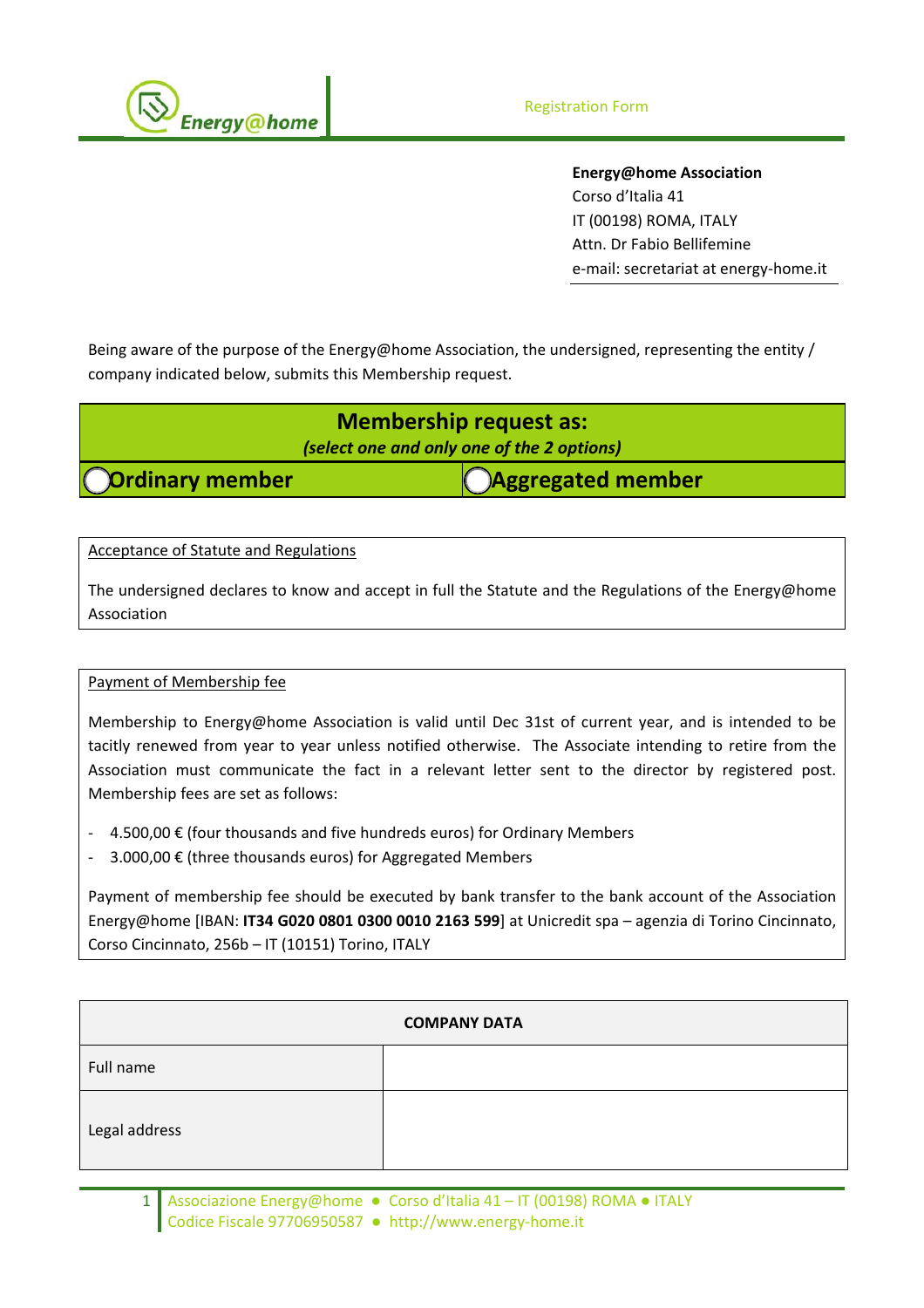Registration Form

**Energy@home Association**
Corso d'Italia 41
IT (00198) ROMA, ITALY
Attn. Dr Fabio Bellifemine
e-mail: secretariat at energy-home.it

Being aware of the purpose of the Energy@home Association, the undersigned, representing the entity / company indicated below, submits this Membership request.

## Membership request as:

*(select one and only one of the 2 options)*

| ◯ **Ordinary member** | ◯ **Aggregated member** |
|---|---|

Acceptance of Statute and Regulations

The undersigned declares to know and accept in full the Statute and the Regulations of the Energy@home Association

Payment of Membership fee

Membership to Energy@home Association is valid until Dec 31st of current year, and is intended to be tacitly renewed from year to year unless notified otherwise. The Associate intending to retire from the Association must communicate the fact in a relevant letter sent to the director by registered post. Membership fees are set as follows:

- 4.500,00 € (four thousands and five hundreds euros) for Ordinary Members
- 3.000,00 € (three thousands euros) for Aggregated Members

Payment of membership fee should be executed by bank transfer to the bank account of the Association Energy@home [IBAN: **IT34 G020 0801 0300 0010 2163 599**] at Unicredit spa – agenzia di Torino Cincinnato, Corso Cincinnato, 256b – IT (10151) Torino, ITALY

| COMPANY DATA | |
|---|---|
| Full name | |
| Legal address | |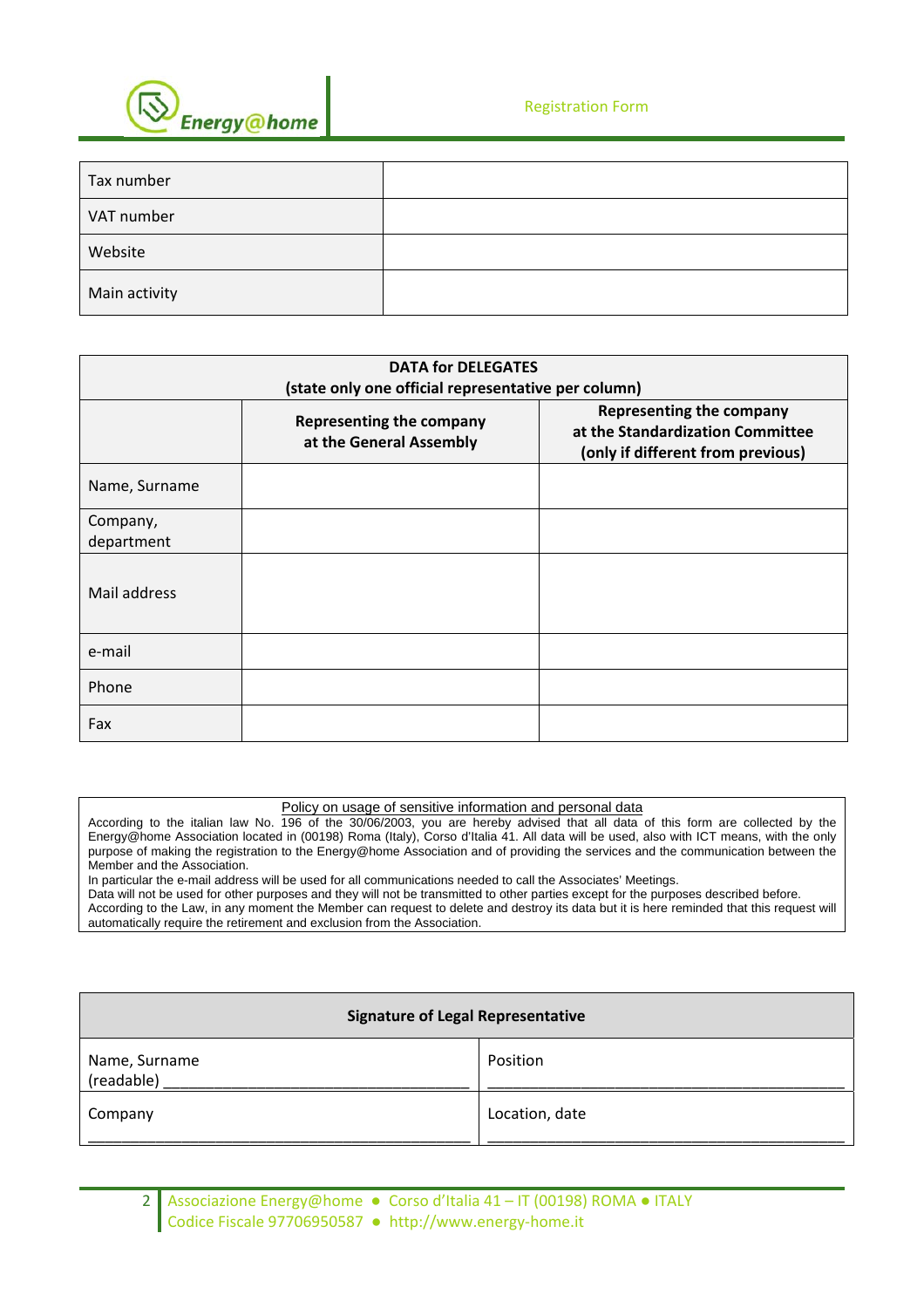| | |
|---|---|
| Tax number | |
| VAT number | |
| Website | |
| Main activity | |

| DATA for DELEGATES (state only one official representative per column) | | |
|---|---|---|
| | **Representing the company at the General Assembly** | **Representing the company at the Standardization Committee (only if different from previous)** |
| Name, Surname | | |
| Company, department | | |
| Mail address | | |
| e-mail | | |
| Phone | | |
| Fax | | |

Policy on usage of sensitive information and personal data

According to the italian law No. 196 of the 30/06/2003, you are hereby advised that all data of this form are collected by the Energy@home Association located in (00198) Roma (Italy), Corso d'Italia 41. All data will be used, also with ICT means, with the only purpose of making the registration to the Energy@home Association and of providing the services and the communication between the Member and the Association.

In particular the e-mail address will be used for all communications needed to call the Associates' Meetings.

Data will not be used for other purposes and they will not be transmitted to other parties except for the purposes described before.

According to the Law, in any moment the Member can request to delete and destroy its data but it is here reminded that this request will automatically require the retirement and exclusion from the Association.

| **Signature of Legal Representative** | |
|---|---|
| Name, Surname (readable) ___________________________ | Position ___________________________ |
| Company ___________________________ | Location, date ___________________________ |